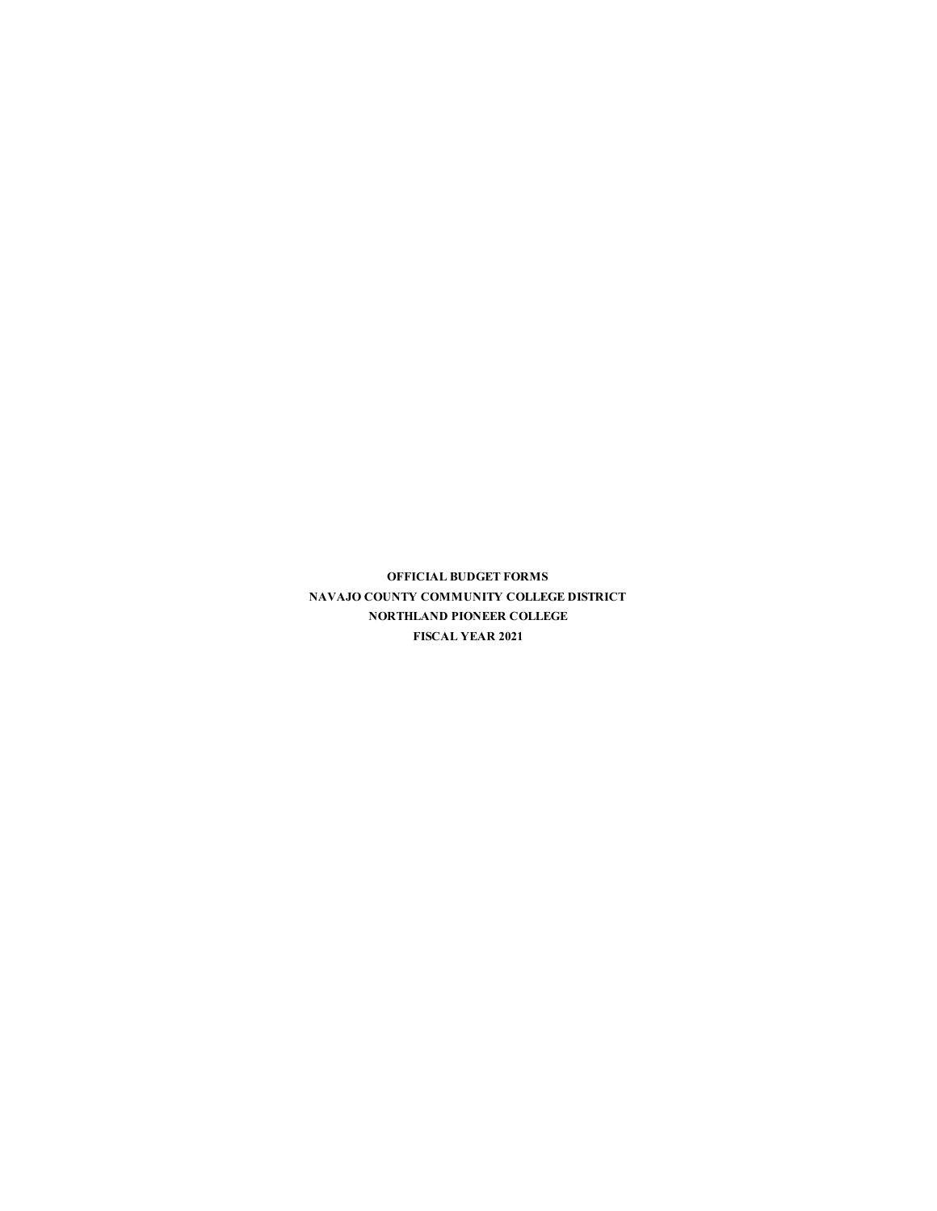**OFFICIAL BUDGET FORMS**
**NAVAJO COUNTY COMMUNITY COLLEGE DISTRICT**
**NORTHLAND PIONEER COLLEGE**
**FISCAL YEAR 2021**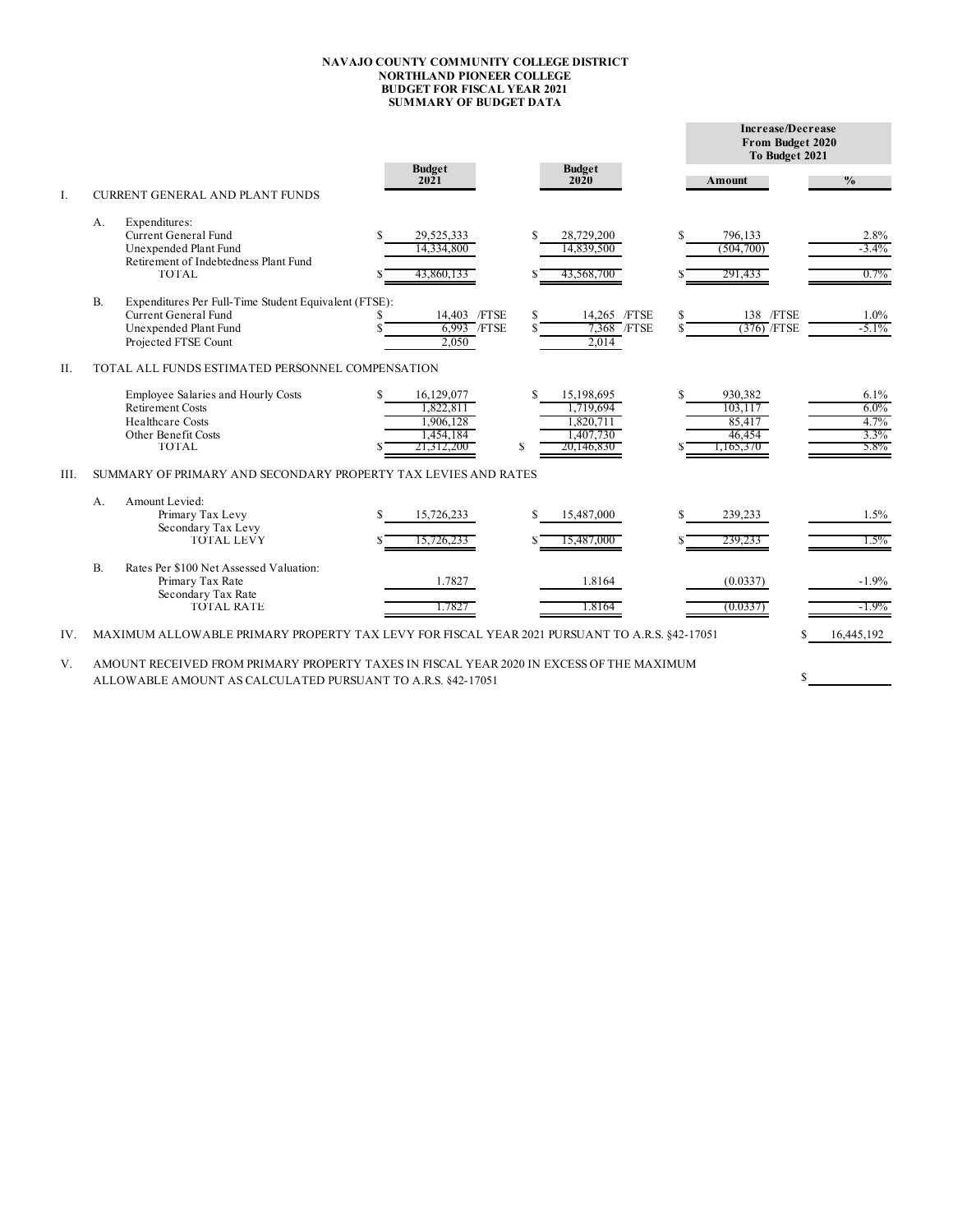# NAVAJO COUNTY COMMUNITY COLLEGE DISTRICT
## NORTHLAND PIONEER COLLEGE
## BUDGET FOR FISCAL YEAR 2021
## SUMMARY OF BUDGET DATA

| | | | Budget 2021 | Budget 2020 | Increase/Decrease From Budget 2020 To Budget 2021 | |
|---|---|---|---|---|---|---|
| | | | | | Amount | % |
| I. | CURRENT GENERAL AND PLANT FUNDS | | | | | |
| | A. | Expenditures: | | | | |
| | | Current General Fund | $ 29,525,333 | $ 28,729,200 | $ 796,133 | 2.8% |
| | | Unexpended Plant Fund | 14,334,800 | 14,839,500 | (504,700) | -3.4% |
| | | Retirement of Indebtedness Plant Fund | | | | |
| | | TOTAL | $ 43,860,133 | $ 43,568,700 | $ 291,433 | 0.7% |
| | B. | Expenditures Per Full-Time Student Equivalent (FTSE): | | | | |
| | | Current General Fund | $ 14,403 /FTSE | $ 14,265 /FTSE | $ 138 /FTSE | 1.0% |
| | | Unexpended Plant Fund | $ 6,993 /FTSE | $ 7,368 /FTSE | $ (376) /FTSE | -5.1% |
| | | Projected FTSE Count | 2,050 | 2,014 | | |
| II. | TOTAL ALL FUNDS ESTIMATED PERSONNEL COMPENSATION | | | | | |
| | | Employee Salaries and Hourly Costs | $ 16,129,077 | $ 15,198,695 | $ 930,382 | 6.1% |
| | | Retirement Costs | 1,822,811 | 1,719,694 | 103,117 | 6.0% |
| | | Healthcare Costs | 1,906,128 | 1,820,711 | 85,417 | 4.7% |
| | | Other Benefit Costs | 1,454,184 | 1,407,730 | 46,454 | 3.3% |
| | | TOTAL | $ 21,312,200 | $ 20,146,830 | $ 1,165,370 | 5.8% |
| III. | SUMMARY OF PRIMARY AND SECONDARY PROPERTY TAX LEVIES AND RATES | | | | | |
| | A. | Amount Levied: | | | | |
| | | Primary Tax Levy | $ 15,726,233 | $ 15,487,000 | $ 239,233 | 1.5% |
| | | Secondary Tax Levy | | | | |
| | | TOTAL LEVY | $ 15,726,233 | $ 15,487,000 | $ 239,233 | 1.5% |
| | B. | Rates Per $100 Net Assessed Valuation: | | | | |
| | | Primary Tax Rate | 1.7827 | 1.8164 | (0.0337) | -1.9% |
| | | Secondary Tax Rate | | | | |
| | | TOTAL RATE | 1.7827 | 1.8164 | (0.0337) | -1.9% |

IV. MAXIMUM ALLOWABLE PRIMARY PROPERTY TAX LEVY FOR FISCAL YEAR 2021 PURSUANT TO A.R.S. §42-17051 $ 16,445,192

V. AMOUNT RECEIVED FROM PRIMARY PROPERTY TAXES IN FISCAL YEAR 2020 IN EXCESS OF THE MAXIMUM ALLOWABLE AMOUNT AS CALCULATED PURSUANT TO A.R.S. §42-17051 $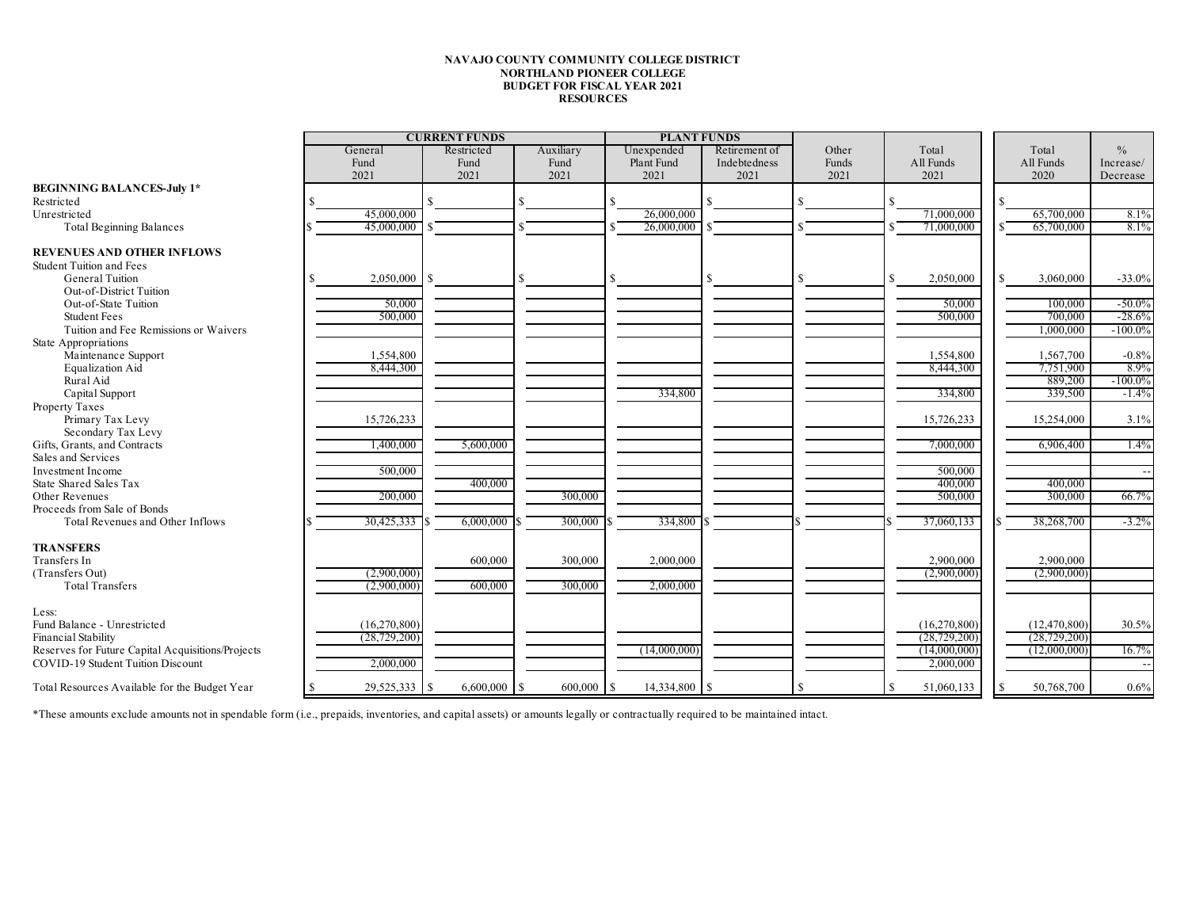**NAVAJO COUNTY COMMUNITY COLLEGE DISTRICT**
**NORTHLAND PIONEER COLLEGE**
**BUDGET FOR FISCAL YEAR 2021**
**RESOURCES**

| | CURRENT FUNDS | | | PLANT FUNDS | | | | | |
|---|---|---|---|---|---|---|---|---|---|
| | General Fund 2021 | Restricted Fund 2021 | Auxiliary Fund 2021 | Unexpended Plant Fund 2021 | Retirement of Indebtedness 2021 | Other Funds 2021 | Total All Funds 2021 | Total All Funds 2020 | % Increase/ Decrease |
| **BEGINNING BALANCES-July 1*** | | | | | | | | | |
| Restricted | $ | $ | $ | $ | $ | $ | $ | $ | |
| Unrestricted | 45,000,000 | | | 26,000,000 | | | 71,000,000 | 65,700,000 | 8.1% |
| Total Beginning Balances | $ 45,000,000 | $ | $ | $ 26,000,000 | $ | $ | $ 71,000,000 | $ 65,700,000 | 8.1% |
| **REVENUES AND OTHER INFLOWS** | | | | | | | | | |
| Student Tuition and Fees | | | | | | | | | |
| General Tuition | $ 2,050,000 | $ | $ | $ | $ | $ | $ 2,050,000 | $ 3,060,000 | -33.0% |
| Out-of-District Tuition | | | | | | | | | |
| Out-of-State Tuition | 50,000 | | | | | | 50,000 | 100,000 | -50.0% |
| Student Fees | 500,000 | | | | | | 500,000 | 700,000 | -28.6% |
| Tuition and Fee Remissions or Waivers | | | | | | | | 1,000,000 | -100.0% |
| State Appropriations | | | | | | | | | |
| Maintenance Support | 1,554,800 | | | | | | 1,554,800 | 1,567,700 | -0.8% |
| Equalization Aid | 8,444,300 | | | | | | 8,444,300 | 7,751,900 | 8.9% |
| Rural Aid | | | | | | | | 889,200 | -100.0% |
| Capital Support | | | | 334,800 | | | 334,800 | 339,500 | -1.4% |
| Property Taxes | | | | | | | | | |
| Primary Tax Levy | 15,726,233 | | | | | | 15,726,233 | 15,254,000 | 3.1% |
| Secondary Tax Levy | | | | | | | | | |
| Gifts, Grants, and Contracts | 1,400,000 | 5,600,000 | | | | | 7,000,000 | 6,906,400 | 1.4% |
| Sales and Services | | | | | | | | | |
| Investment Income | 500,000 | | | | | | 500,000 | | -- |
| State Shared Sales Tax | | 400,000 | | | | | 400,000 | 400,000 | |
| Other Revenues | 200,000 | | 300,000 | | | | 500,000 | 300,000 | 66.7% |
| Proceeds from Sale of Bonds | | | | | | | | | |
| Total Revenues and Other Inflows | $ 30,425,333 | $ 6,000,000 | $ 300,000 | $ 334,800 | $ | $ | $ 37,060,133 | $ 38,268,700 | -3.2% |
| **TRANSFERS** | | | | | | | | | |
| Transfers In | | 600,000 | 300,000 | 2,000,000 | | | 2,900,000 | 2,900,000 | |
| (Transfers Out) | (2,900,000) | | | | | | (2,900,000) | (2,900,000) | |
| Total Transfers | (2,900,000) | 600,000 | 300,000 | 2,000,000 | | | | | |
| Less: | | | | | | | | | |
| Fund Balance - Unrestricted | (16,270,800) | | | | | | (16,270,800) | (12,470,800) | 30.5% |
| Financial Stability | (28,729,200) | | | | | | (28,729,200) | (28,729,200) | |
| Reserves for Future Capital Acquisitions/Projects | | | | (14,000,000) | | | (14,000,000) | (12,000,000) | 16.7% |
| COVID-19 Student Tuition Discount | 2,000,000 | | | | | | 2,000,000 | | -- |
| Total Resources Available for the Budget Year | $ 29,525,333 | $ 6,600,000 | $ 600,000 | $ 14,334,800 | $ | $ | $ 51,060,133 | $ 50,768,700 | 0.6% |

*These amounts exclude amounts not in spendable form (i.e., prepaids, inventories, and capital assets) or amounts legally or contractually required to be maintained intact.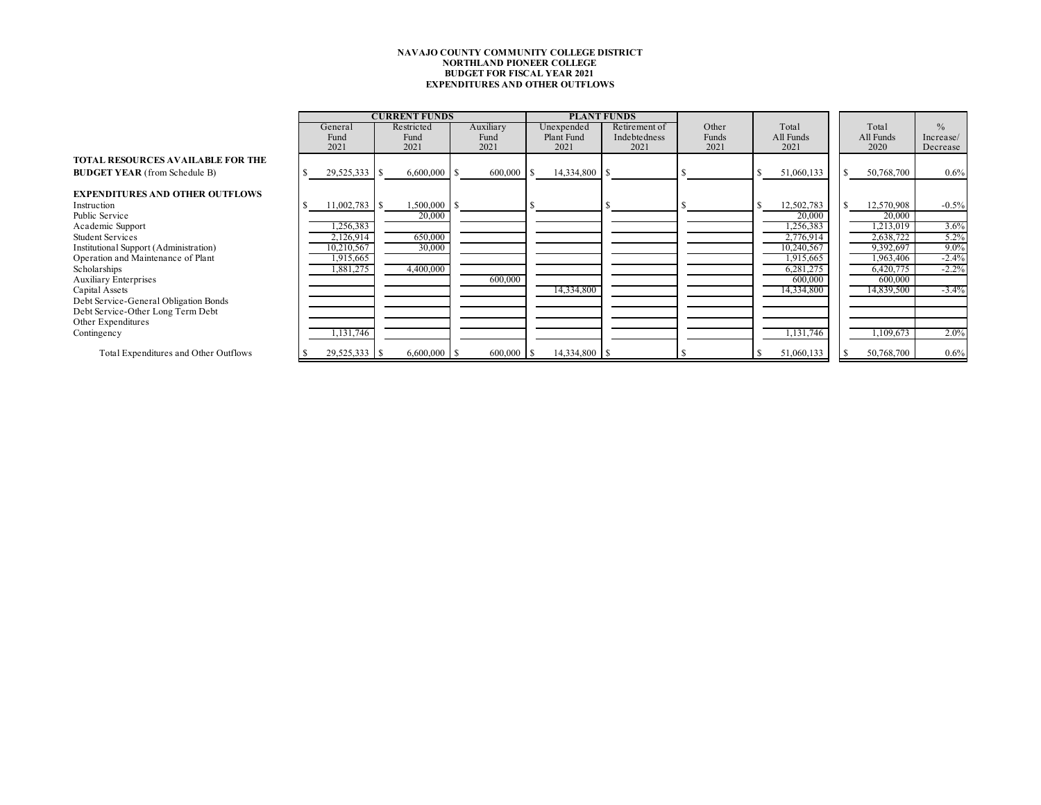**NAVAJO COUNTY COMMUNITY COLLEGE DISTRICT**
**NORTHLAND PIONEER COLLEGE**
**BUDGET FOR FISCAL YEAR 2021**
**EXPENDITURES AND OTHER OUTFLOWS**

| | CURRENT FUNDS | | | PLANT FUNDS | | | | | |
|---|---|---|---|---|---|---|---|---|---|
| | General Fund 2021 | Restricted Fund 2021 | Auxiliary Fund 2021 | Unexpended Plant Fund 2021 | Retirement of Indebtedness 2021 | Other Funds 2021 | Total All Funds 2021 | Total All Funds 2020 | % Increase/ Decrease |
| **TOTAL RESOURCES AVAILABLE FOR THE BUDGET YEAR** (from Schedule B) | $ 29,525,333 | $ 6,600,000 | $ 600,000 | $ 14,334,800 | $ | $ | $ 51,060,133 | $ 50,768,700 | 0.6% |
| **EXPENDITURES AND OTHER OUTFLOWS** | | | | | | | | | |
| Instruction | $ 11,002,783 | $ 1,500,000 | $ | $ | $ | $ | $ 12,502,783 | $ 12,570,908 | -0.5% |
| Public Service | | 20,000 | | | | | 20,000 | 20,000 | |
| Academic Support | 1,256,383 | | | | | | 1,256,383 | 1,213,019 | 3.6% |
| Student Services | 2,126,914 | 650,000 | | | | | 2,776,914 | 2,638,722 | 5.2% |
| Institutional Support (Administration) | 10,210,567 | 30,000 | | | | | 10,240,567 | 9,392,697 | 9.0% |
| Operation and Maintenance of Plant | 1,915,665 | | | | | | 1,915,665 | 1,963,406 | -2.4% |
| Scholarships | 1,881,275 | 4,400,000 | | | | | 6,281,275 | 6,420,775 | -2.2% |
| Auxiliary Enterprises | | | 600,000 | | | | 600,000 | 600,000 | |
| Capital Assets | | | | 14,334,800 | | | 14,334,800 | 14,839,500 | -3.4% |
| Debt Service-General Obligation Bonds | | | | | | | | | |
| Debt Service-Other Long Term Debt | | | | | | | | | |
| Other Expenditures | | | | | | | | | |
| Contingency | 1,131,746 | | | | | | 1,131,746 | 1,109,673 | 2.0% |
| Total Expenditures and Other Outflows | $ 29,525,333 | $ 6,600,000 | $ 600,000 | $ 14,334,800 | $ | $ | $ 51,060,133 | $ 50,768,700 | 0.6% |